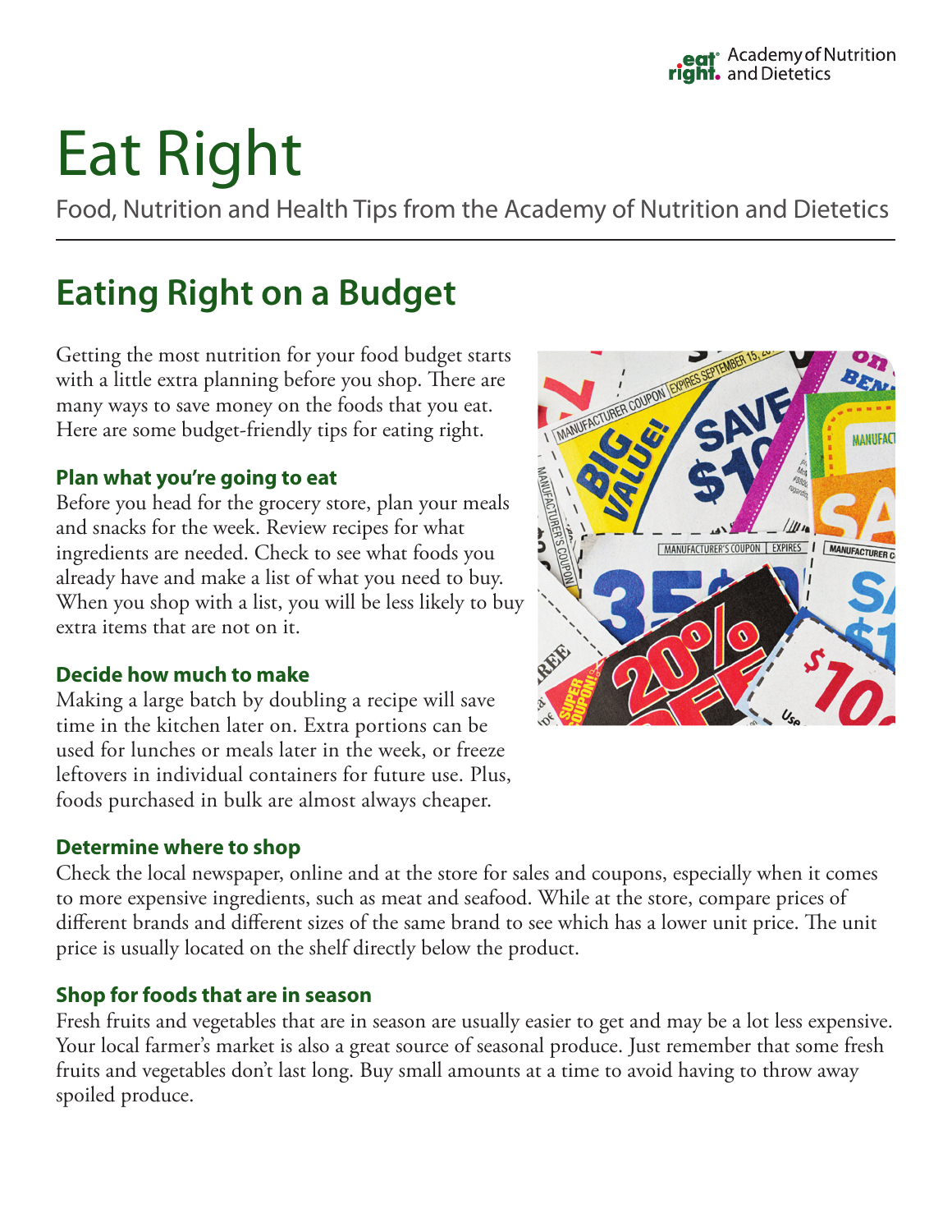Academy of Nutrition and Dietetics

# Eat Right

Food, Nutrition and Health Tips from the Academy of Nutrition and Dietetics

## Eating Right on a Budget

Getting the most nutrition for your food budget starts with a little extra planning before you shop. There are many ways to save money on the foods that you eat. Here are some budget-friendly tips for eating right.

### Plan what you're going to eat

Before you head for the grocery store, plan your meals and snacks for the week. Review recipes for what ingredients are needed. Check to see what foods you already have and make a list of what you need to buy. When you shop with a list, you will be less likely to buy extra items that are not on it.

### Decide how much to make

Making a large batch by doubling a recipe will save time in the kitchen later on. Extra portions can be used for lunches or meals later in the week, or freeze leftovers in individual containers for future use. Plus, foods purchased in bulk are almost always cheaper.

### Determine where to shop

Check the local newspaper, online and at the store for sales and coupons, especially when it comes to more expensive ingredients, such as meat and seafood. While at the store, compare prices of different brands and different sizes of the same brand to see which has a lower unit price. The unit price is usually located on the shelf directly below the product.

### Shop for foods that are in season

Fresh fruits and vegetables that are in season are usually easier to get and may be a lot less expensive. Your local farmer's market is also a great source of seasonal produce. Just remember that some fresh fruits and vegetables don't last long. Buy small amounts at a time to avoid having to throw away spoiled produce.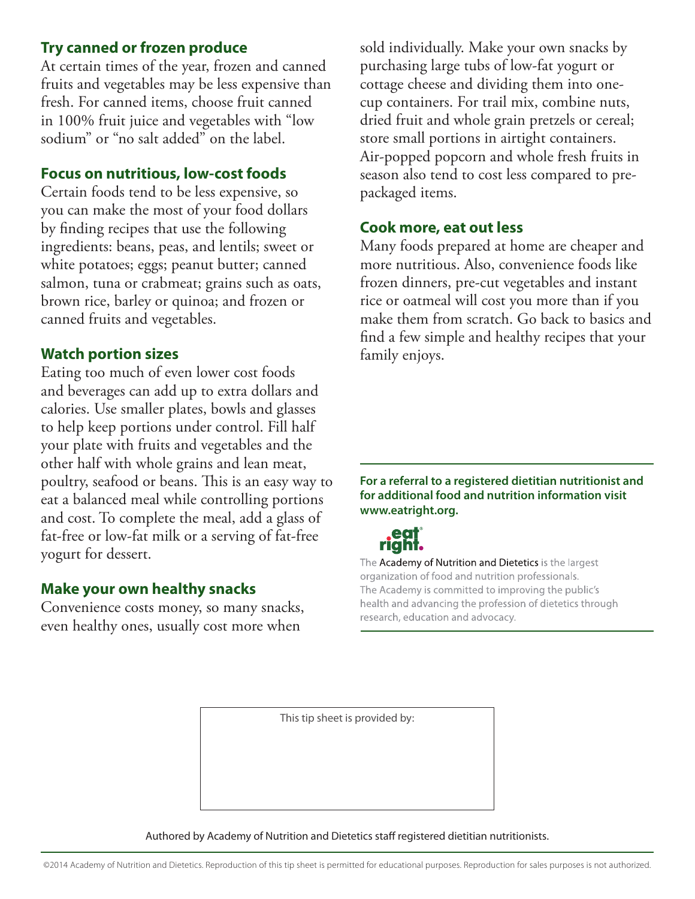### Try canned or frozen produce

At certain times of the year, frozen and canned fruits and vegetables may be less expensive than fresh. For canned items, choose fruit canned in 100% fruit juice and vegetables with "low sodium" or "no salt added" on the label.

### Focus on nutritious, low-cost foods

Certain foods tend to be less expensive, so you can make the most of your food dollars by finding recipes that use the following ingredients: beans, peas, and lentils; sweet or white potatoes; eggs; peanut butter; canned salmon, tuna or crabmeat; grains such as oats, brown rice, barley or quinoa; and frozen or canned fruits and vegetables.

### Watch portion sizes

Eating too much of even lower cost foods and beverages can add up to extra dollars and calories. Use smaller plates, bowls and glasses to help keep portions under control. Fill half your plate with fruits and vegetables and the other half with whole grains and lean meat, poultry, seafood or beans. This is an easy way to eat a balanced meal while controlling portions and cost. To complete the meal, add a glass of fat-free or low-fat milk or a serving of fat-free yogurt for dessert.

### Make your own healthy snacks

Convenience costs money, so many snacks, even healthy ones, usually cost more when sold individually. Make your own snacks by purchasing large tubs of low-fat yogurt or cottage cheese and dividing them into one-cup containers. For trail mix, combine nuts, dried fruit and whole grain pretzels or cereal; store small portions in airtight containers. Air-popped popcorn and whole fresh fruits in season also tend to cost less compared to pre-packaged items.

### Cook more, eat out less

Many foods prepared at home are cheaper and more nutritious. Also, convenience foods like frozen dinners, pre-cut vegetables and instant rice or oatmeal will cost you more than if you make them from scratch. Go back to basics and find a few simple and healthy recipes that your family enjoys.

---

**For a referral to a registered dietitian nutritionist and for additional food and nutrition information visit www.eatright.org.**

eat right.

The Academy of Nutrition and Dietetics is the largest organization of food and nutrition professionals. The Academy is committed to improving the public's health and advancing the profession of dietetics through research, education and advocacy.

---

This tip sheet is provided by:

Authored by Academy of Nutrition and Dietetics staff registered dietitian nutritionists.

©2014 Academy of Nutrition and Dietetics. Reproduction of this tip sheet is permitted for educational purposes. Reproduction for sales purposes is not authorized.